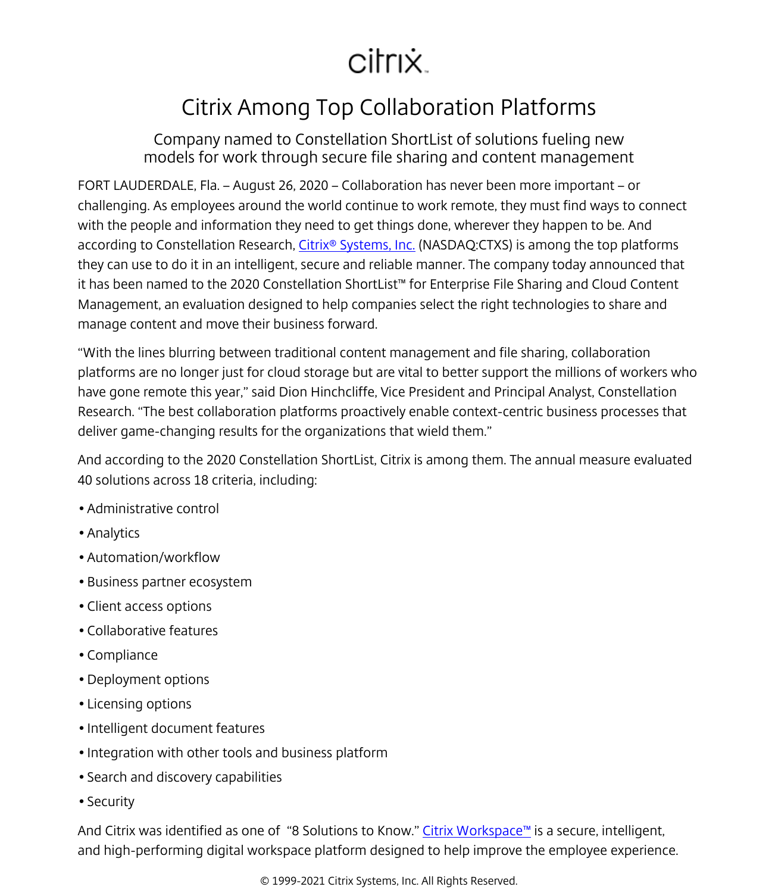citrix

# Citrix Among Top Collaboration Platforms

## Company named to Constellation ShortList of solutions fueling new models for work through secure file sharing and content management

FORT LAUDERDALE, Fla. – August 26, 2020 – Collaboration has never been more important – or challenging. As employees around the world continue to work remote, they must find ways to connect with the people and information they need to get things done, wherever they happen to be. And according to Constellation Research, [Citrix® Systems, Inc.](https://www.citrix.com) (NASDAQ:CTXS) is among the top platforms they can use to do it in an intelligent, secure and reliable manner. The company today announced that it has been named to the 2020 Constellation ShortList™ for Enterprise File Sharing and Cloud Content Management, an evaluation designed to help companies select the right technologies to share and manage content and move their business forward.

"With the lines blurring between traditional content management and file sharing, collaboration platforms are no longer just for cloud storage but are vital to better support the millions of workers who have gone remote this year," said Dion Hinchcliffe, Vice President and Principal Analyst, Constellation Research. "The best collaboration platforms proactively enable context-centric business processes that deliver game-changing results for the organizations that wield them."

And according to the 2020 Constellation ShortList, Citrix is among them. The annual measure evaluated 40 solutions across 18 criteria, including:

- Administrative control
- Analytics
- Automation/workflow
- Business partner ecosystem
- Client access options
- Collaborative features
- Compliance
- Deployment options
- Licensing options
- Intelligent document features
- Integration with other tools and business platform
- Search and discovery capabilities
- Security

And Citrix was identified as one of "8 Solutions to Know." [Citrix Workspace™](https://www.citrix.com/products/citrix-workspace/) is a secure, intelligent, and high-performing digital workspace platform designed to help improve the employee experience.

© 1999-2021 Citrix Systems, Inc. All Rights Reserved.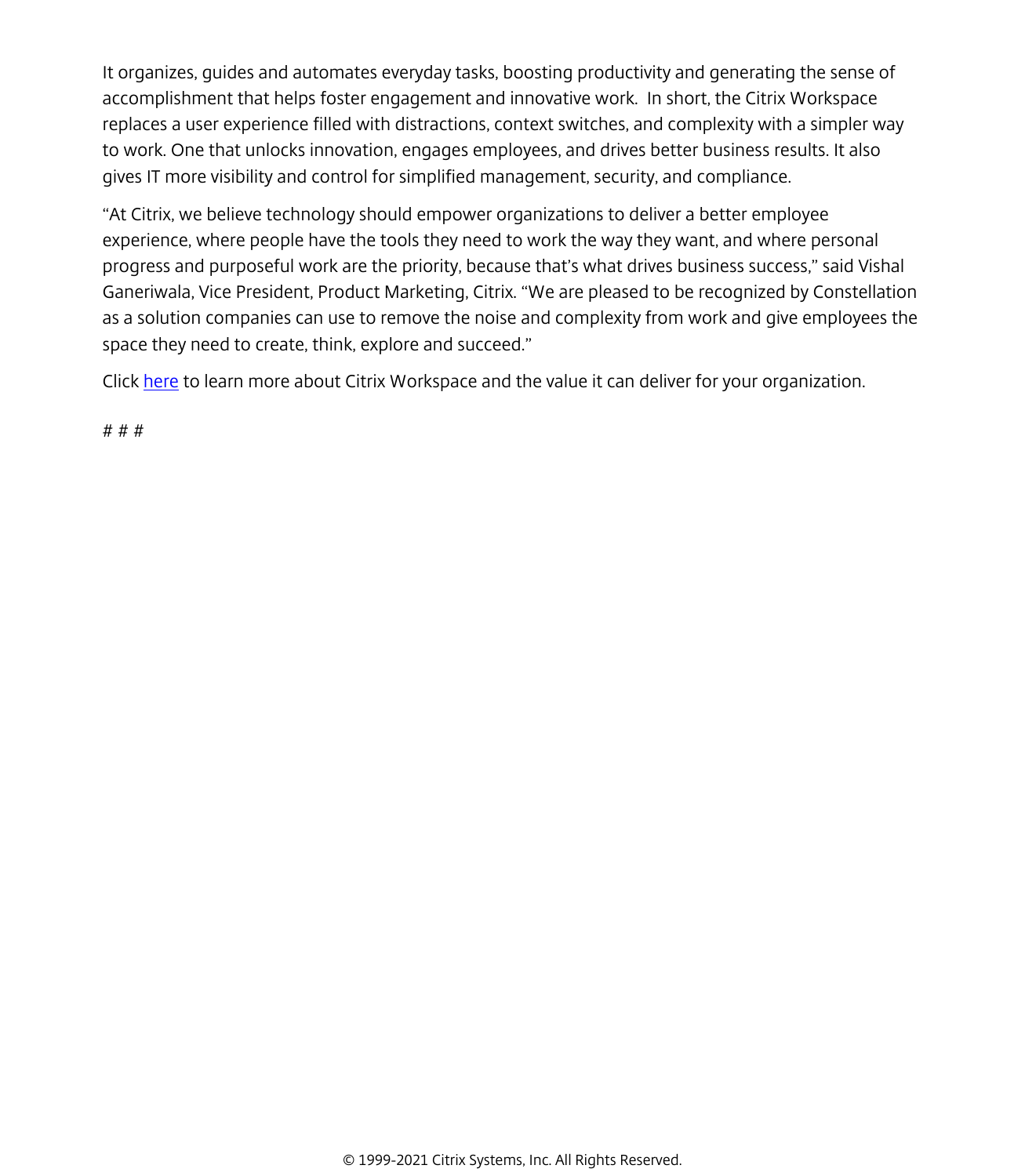It organizes, guides and automates everyday tasks, boosting productivity and generating the sense of accomplishment that helps foster engagement and innovative work. In short, the Citrix Workspace replaces a user experience filled with distractions, context switches, and complexity with a simpler way to work. One that unlocks innovation, engages employees, and drives better business results. It also gives IT more visibility and control for simplified management, security, and compliance.

"At Citrix, we believe technology should empower organizations to deliver a better employee experience, where people have the tools they need to work the way they want, and where personal progress and purposeful work are the priority, because that's what drives business success," said Vishal Ganeriwala, Vice President, Product Marketing, Citrix. "We are pleased to be recognized by Constellation as a solution companies can use to remove the noise and complexity from work and give employees the space they need to create, think, explore and succeed."

Click here to learn more about Citrix Workspace and the value it can deliver for your organization.

# # #

© 1999-2021 Citrix Systems, Inc. All Rights Reserved.